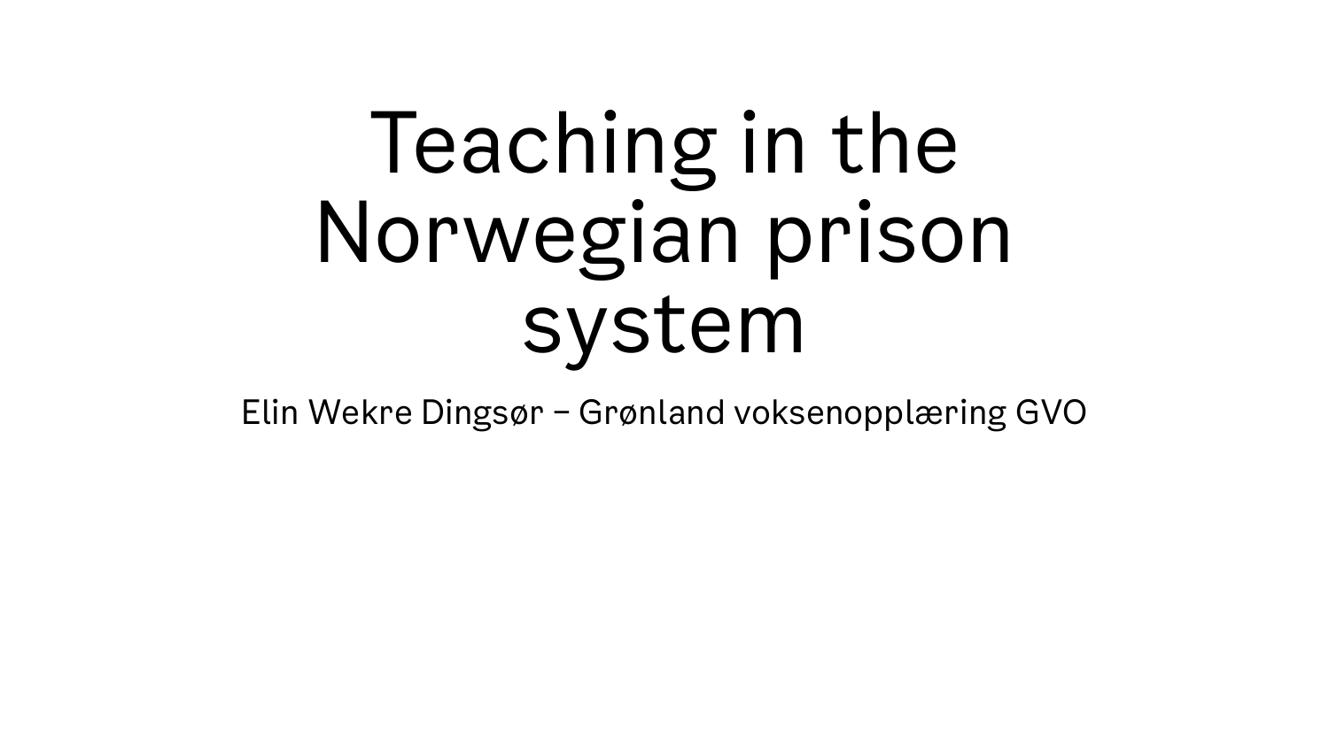# Teaching in the Norwegian prison system

Elin Wekre Dingsør – Grønland voksenopplæring GVO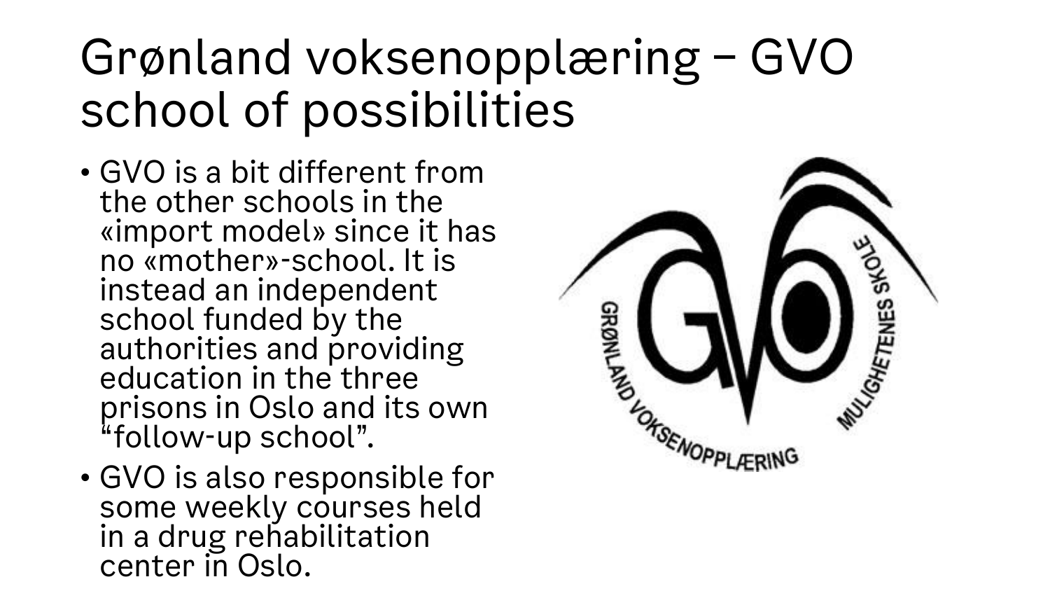# Grønland voksenopplæring – GVO school of possibilities

- GVO is a bit different from the other schools in the «import model» since it has no «mother»-school. It is instead an independent school funded by the authorities and providing education in the three prisons in Oslo and its own "follow-up school".
- GVO is also responsible for some weekly courses held in a drug rehabilitation center in Oslo.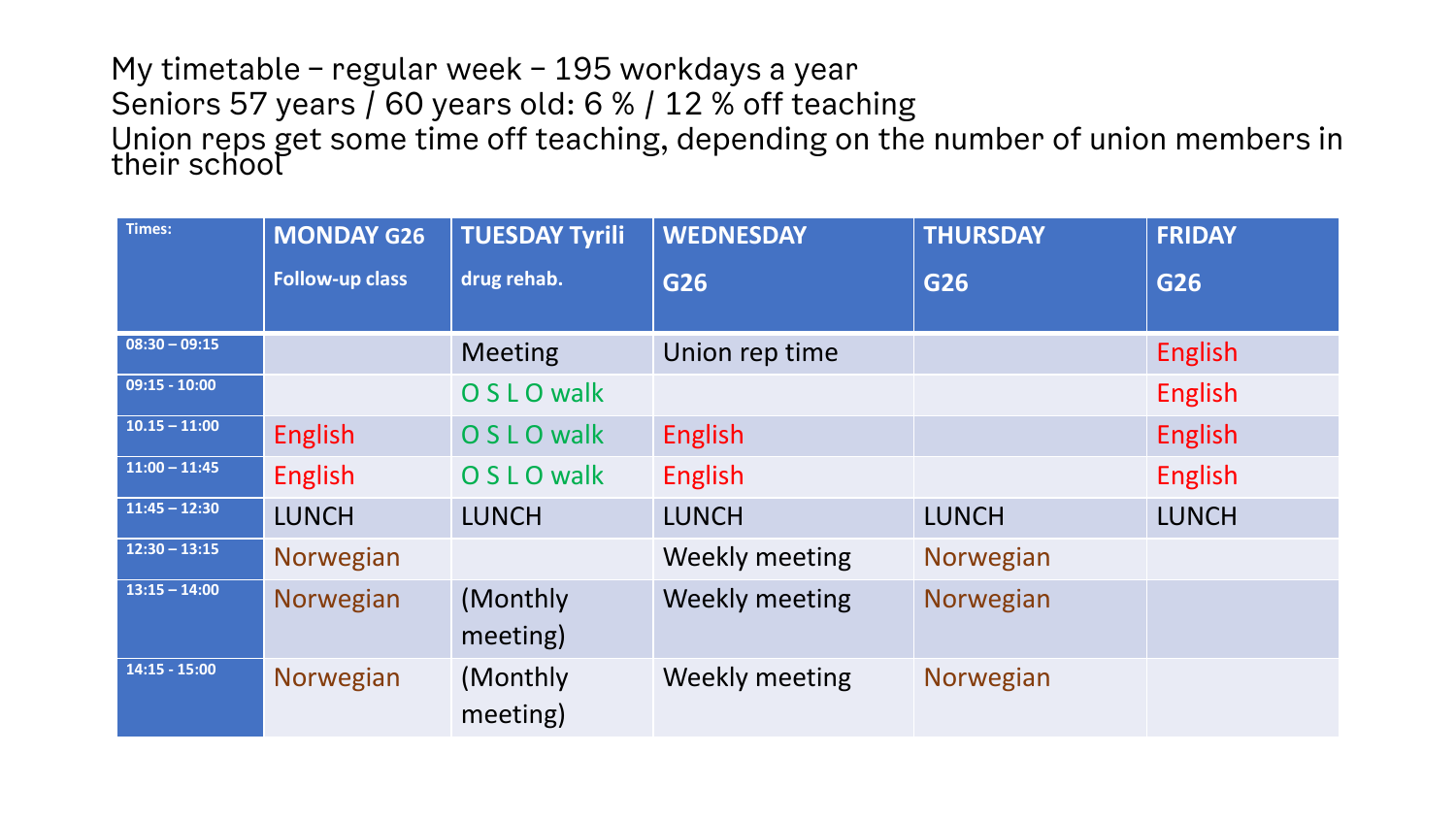My timetable – regular week – 195 workdays a year
Seniors 57 years / 60 years old: 6 % / 12 % off teaching
Union reps get some time off teaching, depending on the number of union members in their school

| Times: | MONDAY G26 Follow-up class | TUESDAY Tyrili drug rehab. | WEDNESDAY G26 | THURSDAY G26 | FRIDAY G26 |
|---|---|---|---|---|---|
| 08:30 – 09:15 | | Meeting | Union rep time | | English |
| 09:15 - 10:00 | | O S L O walk | | | English |
| 10.15 – 11:00 | English | O S L O walk | English | | English |
| 11:00 – 11:45 | English | O S L O walk | English | | English |
| 11:45 – 12:30 | LUNCH | LUNCH | LUNCH | LUNCH | LUNCH |
| 12:30 – 13:15 | Norwegian | | Weekly meeting | Norwegian | |
| 13:15 – 14:00 | Norwegian | (Monthly meeting) | Weekly meeting | Norwegian | |
| 14:15 - 15:00 | Norwegian | (Monthly meeting) | Weekly meeting | Norwegian | |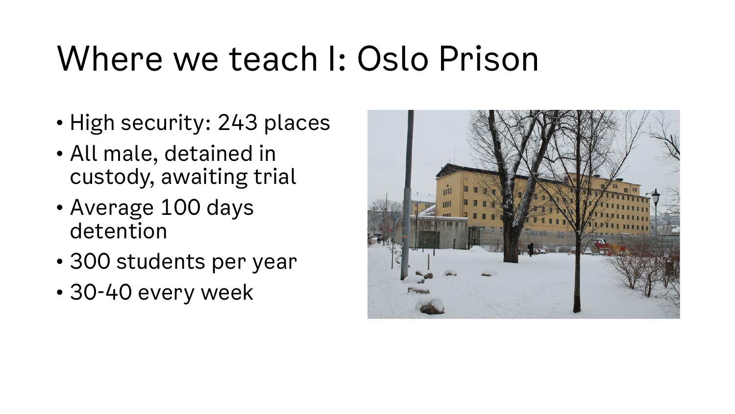# Where we teach I: Oslo Prison

- High security: 243 places
- All male, detained in custody, awaiting trial
- Average 100 days detention
- 300 students per year
- 30-40 every week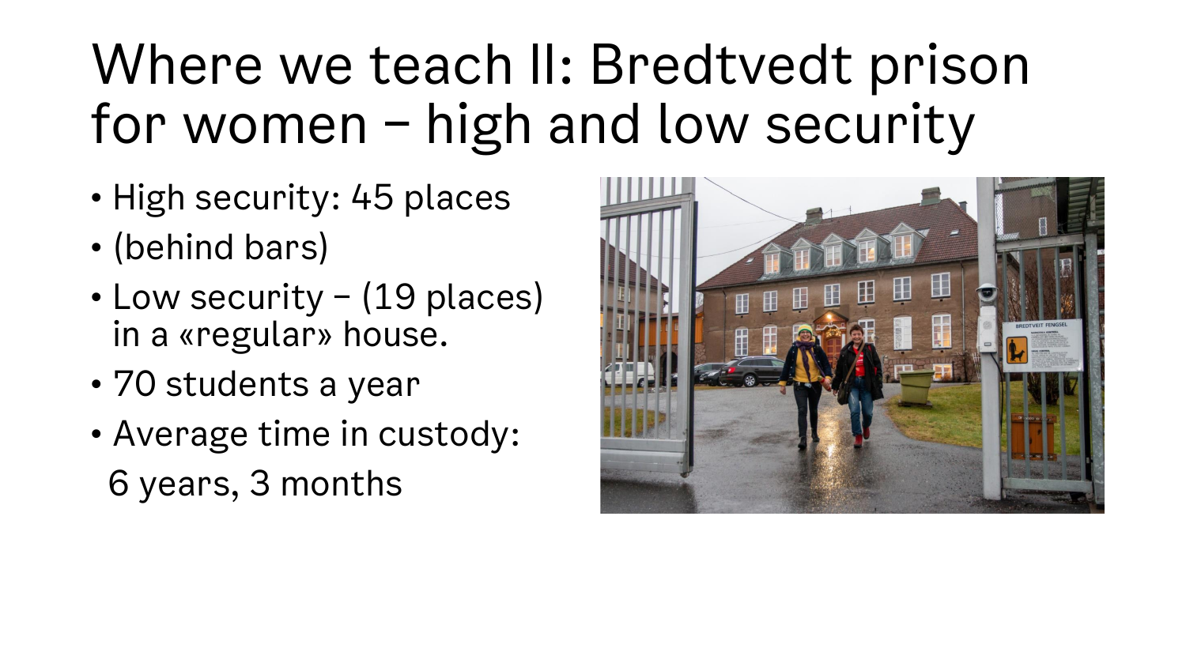# Where we teach II: Bredtvedt prison for women – high and low security

- High security: 45 places
- (behind bars)
- Low security – (19 places) in a «regular» house.
- 70 students a year
- Average time in custody:
  6 years, 3 months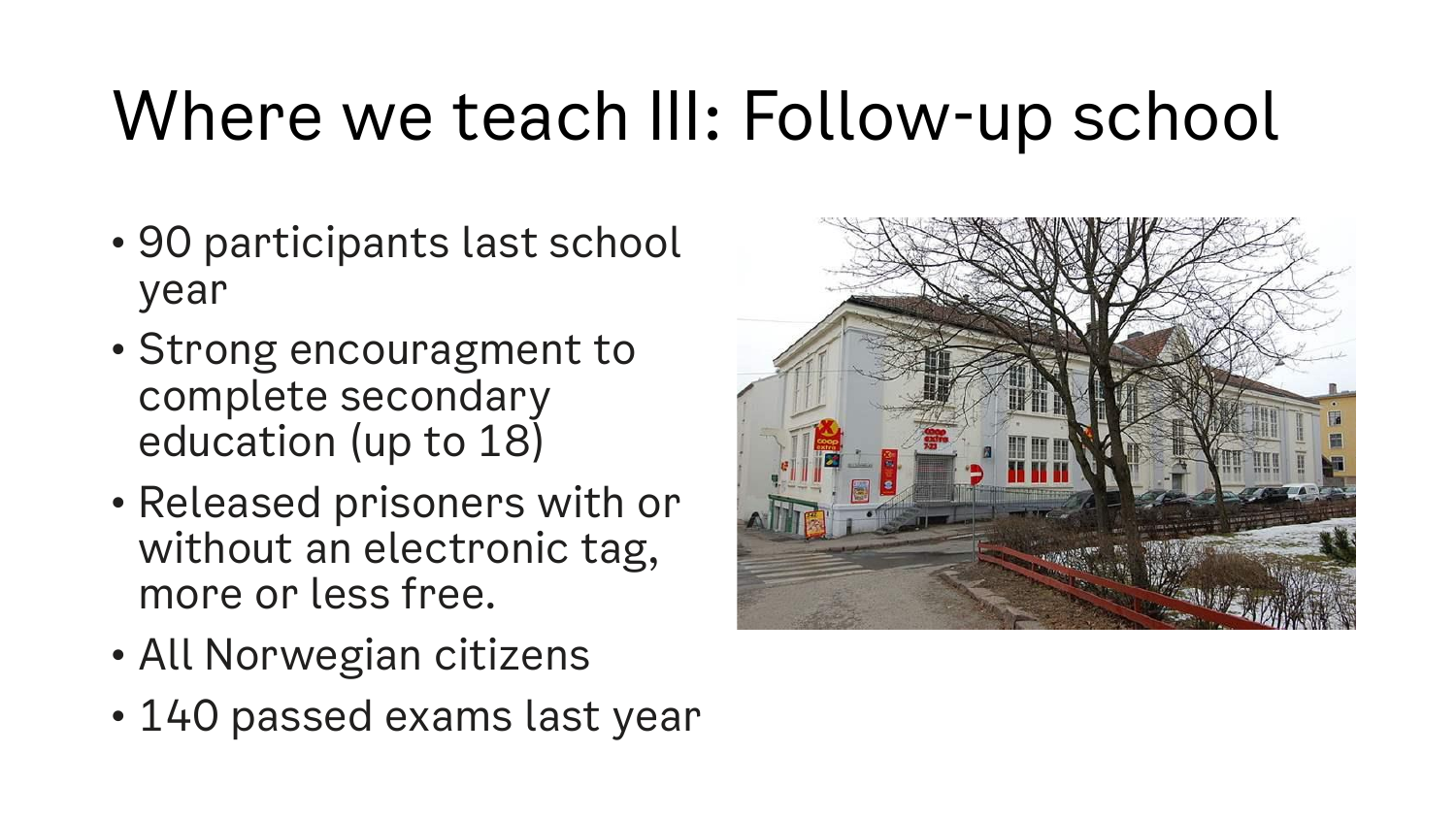# Where we teach III: Follow-up school

- 90 participants last school year
- Strong encouragment to complete secondary education (up to 18)
- Released prisoners with or without an electronic tag, more or less free.
- All Norwegian citizens
- 140 passed exams last year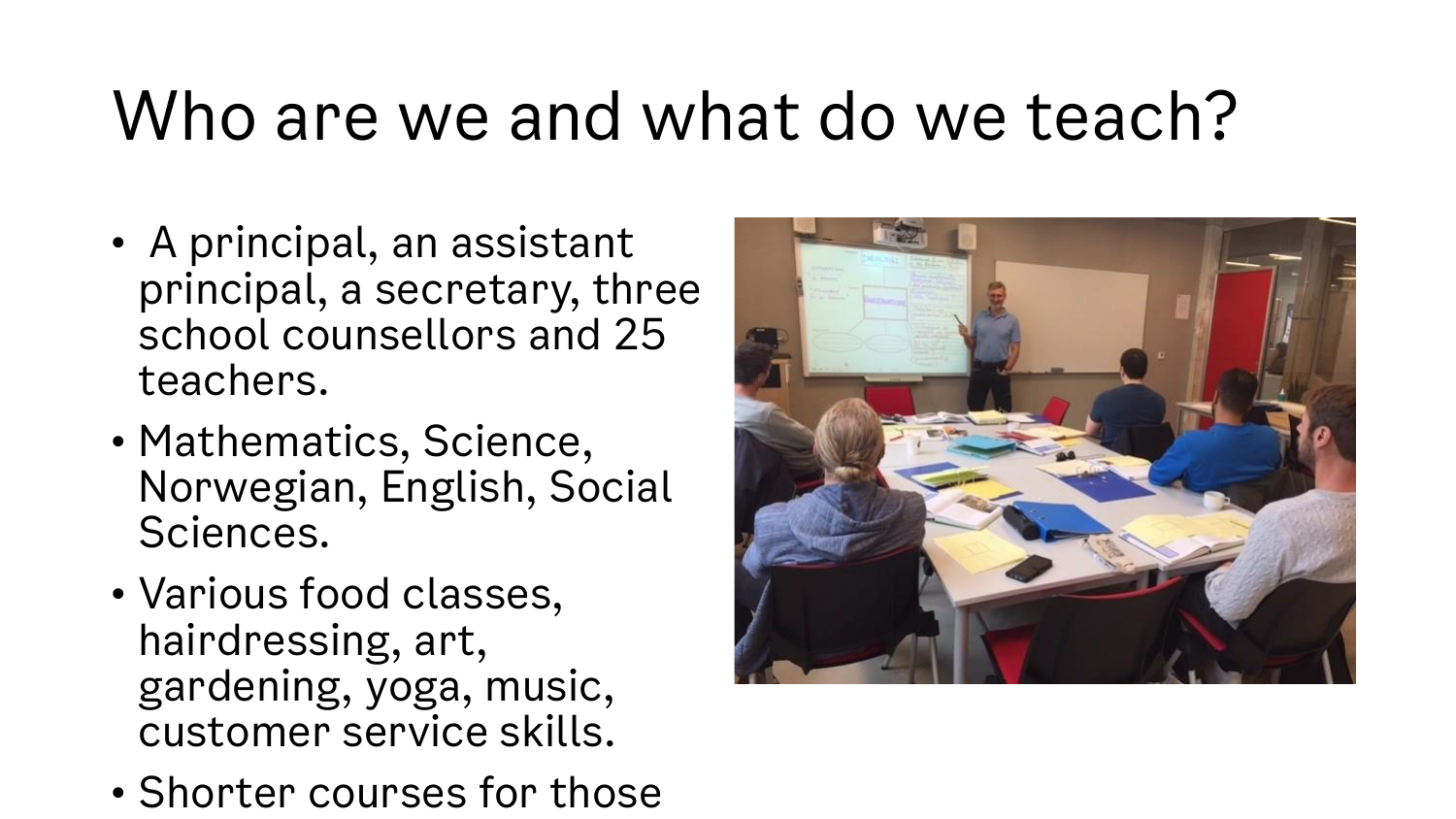# Who are we and what do we teach?

- A principal, an assistant principal, a secretary, three school counsellors and 25 teachers.
- Mathematics, Science, Norwegian, English, Social Sciences.
- Various food classes, hairdressing, art, gardening, yoga, music, customer service skills.
- Shorter courses for those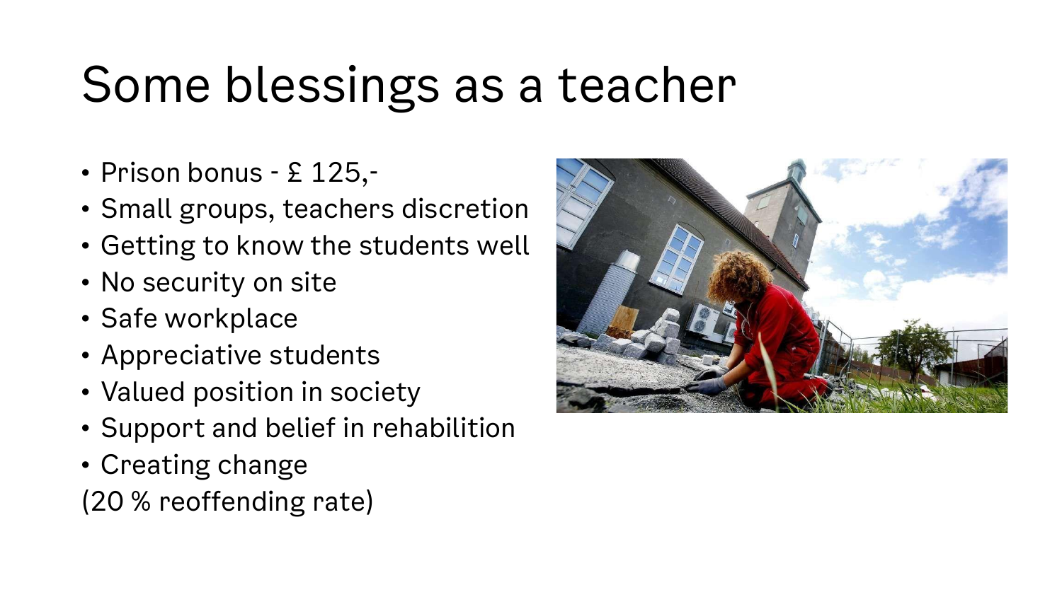# Some blessings as a teacher

- Prison bonus - £ 125,-
- Small groups, teachers discretion
- Getting to know the students well
- No security on site
- Safe workplace
- Appreciative students
- Valued position in society
- Support and belief in rehabilition
- Creating change

(20 % reoffending rate)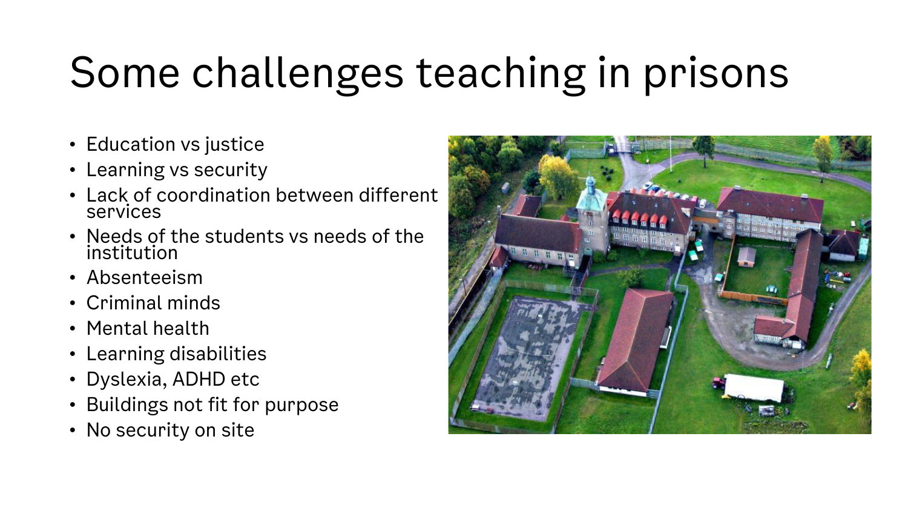# Some challenges teaching in prisons

- Education vs justice
- Learning vs security
- Lack of coordination between different services
- Needs of the students vs needs of the institution
- Absenteeism
- Criminal minds
- Mental health
- Learning disabilities
- Dyslexia, ADHD etc
- Buildings not fit for purpose
- No security on site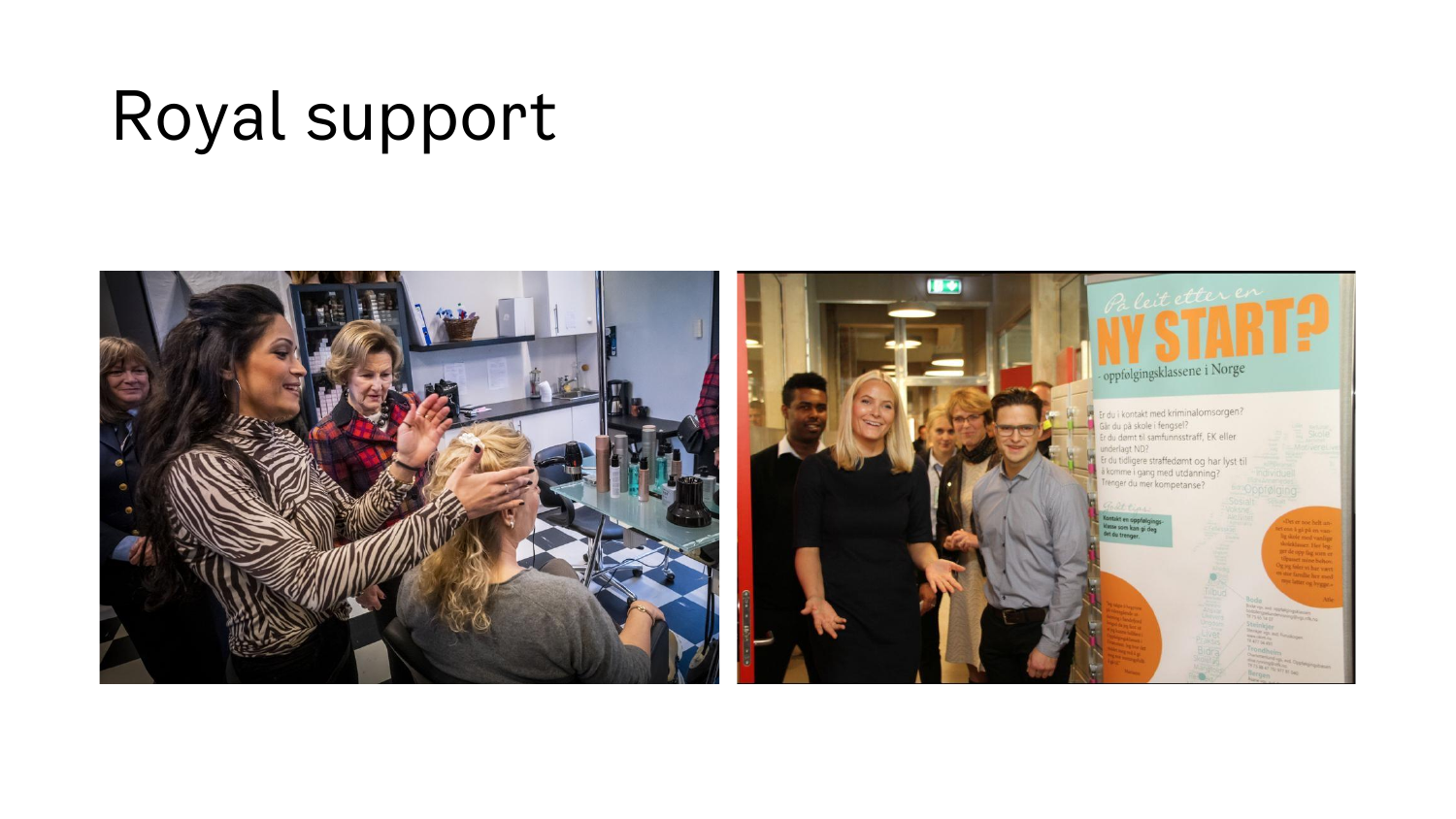# Royal support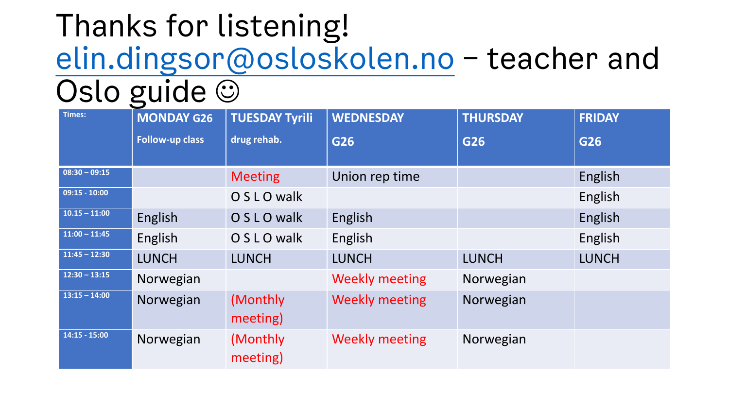# Thanks for listening!

# elin.dingsor@osloskolen.no – teacher and Oslo guide ☺

| Times: | MONDAY G26 Follow-up class | TUESDAY Tyrili drug rehab. | WEDNESDAY G26 | THURSDAY G26 | FRIDAY G26 |
|---|---|---|---|---|---|
| 08:30 – 09:15 | | Meeting | Union rep time | | English |
| 09:15 - 10:00 | | O S L O walk | | | English |
| 10.15 – 11:00 | English | O S L O walk | English | | English |
| 11:00 – 11:45 | English | O S L O walk | English | | English |
| 11:45 – 12:30 | LUNCH | LUNCH | LUNCH | LUNCH | LUNCH |
| 12:30 – 13:15 | Norwegian | | Weekly meeting | Norwegian | |
| 13:15 – 14:00 | Norwegian | (Monthly meeting) | Weekly meeting | Norwegian | |
| 14:15 - 15:00 | Norwegian | (Monthly meeting) | Weekly meeting | Norwegian | |